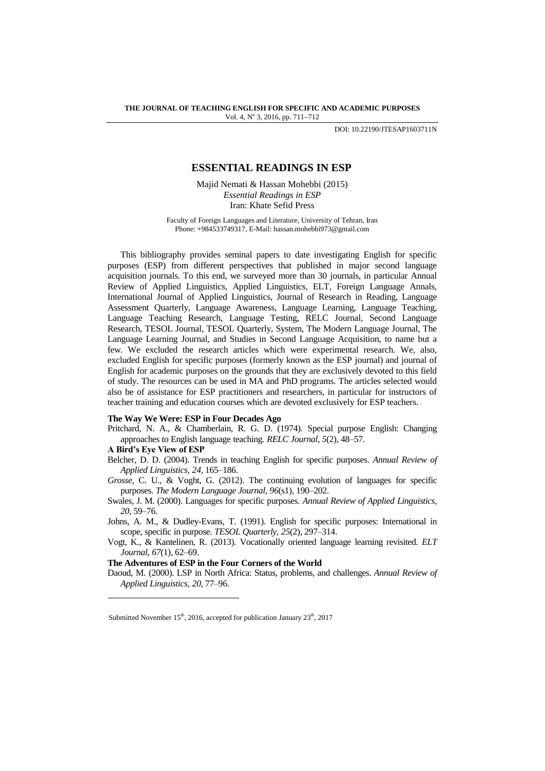**THE JOURNAL OF TEACHING ENGLISH FOR SPECIFIC AND ACADEMIC PURPOSES**
Vol. 4, Nº 3, 2016, pp. 711–712

DOI: 10.22190/JTESAP1603711N

# ESSENTIAL READINGS IN ESP

Majid Nemati & Hassan Mohebbi (2015)
*Essential Readings in ESP*
Iran: Khate Sefid Press

Faculty of Foreign Languages and Literature, University of Tehran, Iran
Phone: +984533749317, E-Mail: hassan.mohebbi973@gmail.com

This bibliography provides seminal papers to date investigating English for specific purposes (ESP) from different perspectives that published in major second language acquisition journals. To this end, we surveyed more than 30 journals, in particular Annual Review of Applied Linguistics, Applied Linguistics, ELT, Foreign Language Annals, International Journal of Applied Linguistics, Journal of Research in Reading, Language Assessment Quarterly, Language Awareness, Language Learning, Language Teaching, Language Teaching Research, Language Testing, RELC Journal, Second Language Research, TESOL Journal, TESOL Quarterly, System, The Modern Language Journal, The Language Learning Journal, and Studies in Second Language Acquisition, to name but a few. We excluded the research articles which were experimental research. We, also, excluded English for specific purposes (formerly known as the ESP journal) and journal of English for academic purposes on the grounds that they are exclusively devoted to this field of study. The resources can be used in MA and PhD programs. The articles selected would also be of assistance for ESP practitioners and researchers, in particular for instructors of teacher training and education courses which are devoted exclusively for ESP teachers.

**The Way We Were: ESP in Four Decades Ago**

Pritchard, N. A., & Chamberlain, R. G. D. (1974). Special purpose English: Changing approaches to English language teaching. *RELC Journal, 5*(2), 48–57.

**A Bird's Eye View of ESP**

Belcher, D. D. (2004). Trends in teaching English for specific purposes. *Annual Review of Applied Linguistics, 24,* 165–186.

*Grosse,* C. U., & Voght, G. (2012). The continuing evolution of languages for specific purposes. *The Modern Language Journal, 96*(s1), 190–202.

Swales, J. M. (2000). Languages for specific purposes. *Annual Review of Applied Linguistics, 20,* 59–76.

Johns, A. M., & Dudley-Evans, T. (1991). English for specific purposes: International in scope, specific in purpose. *TESOL Quarterly, 25*(2), 297–314.

Vogt, K., & Kantelinen, R. (2013). Vocationally oriented language learning revisited. *ELT Journal, 67*(1), 62–69.

**The Adventures of ESP in the Four Corners of the World**

Daoud, M. (2000). LSP in North Africa: Status, problems, and challenges. *Annual Review of Applied Linguistics, 20,* 77–96.

Submitted November 15th, 2016, accepted for publication January 23th, 2017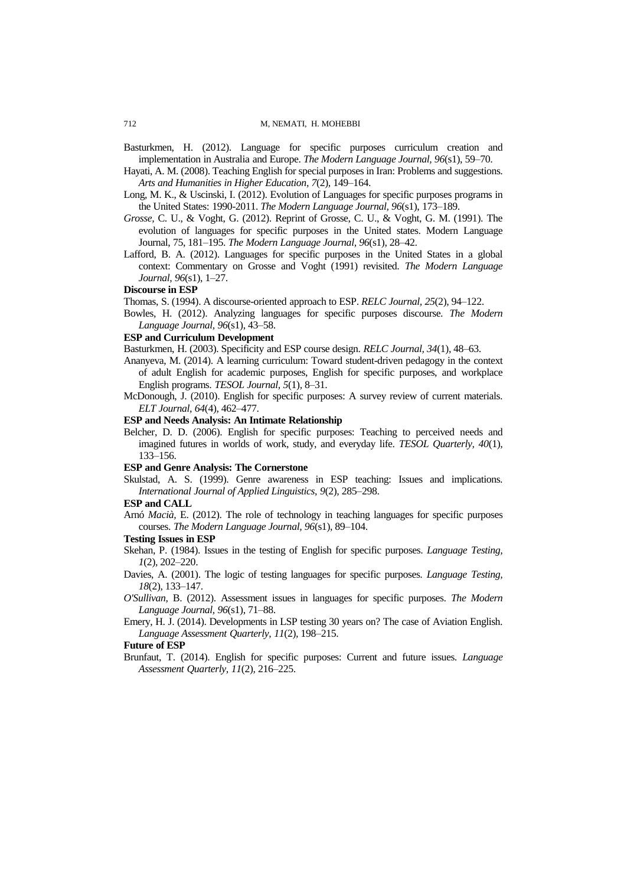Basturkmen, H. (2012). Language for specific purposes curriculum creation and implementation in Australia and Europe. *The Modern Language Journal, 96*(s1), 59–70.

Hayati, A. M. (2008). Teaching English for special purposes in Iran: Problems and suggestions. *Arts and Humanities in Higher Education, 7*(2), 149–164.

Long, M. K., & Uscinski, I. (2012). Evolution of Languages for specific purposes programs in the United States: 1990-2011. *The Modern Language Journal, 96*(s1), 173–189.

*Grosse*, C. U., & Voght, G. (2012). Reprint of Grosse, C. U., & Voght, G. M. (1991). The evolution of languages for specific purposes in the United states. Modern Language Journal, 75, 181–195. *The Modern Language Journal, 96*(s1), 28–42.

Lafford, B. A. (2012). Languages for specific purposes in the United States in a global context: Commentary on Grosse and Voght (1991) revisited. *The Modern Language Journal, 96*(s1), 1–27.

**Discourse in ESP**

Thomas, S. (1994). A discourse-oriented approach to ESP. *RELC Journal, 25*(2), 94–122.

Bowles, H. (2012). Analyzing languages for specific purposes discourse. *The Modern Language Journal, 96*(s1), 43–58.

**ESP and Curriculum Development**

Basturkmen, H. (2003). Specificity and ESP course design. *RELC Journal, 34*(1), 48–63.

Ananyeva, M. (2014). A learning curriculum: Toward student-driven pedagogy in the context of adult English for academic purposes, English for specific purposes, and workplace English programs. *TESOL Journal, 5*(1), 8–31.

McDonough, J. (2010). English for specific purposes: A survey review of current materials. *ELT Journal, 64*(4), 462–477.

**ESP and Needs Analysis: An Intimate Relationship**

Belcher, D. D. (2006). English for specific purposes: Teaching to perceived needs and imagined futures in worlds of work, study, and everyday life. *TESOL Quarterly, 40*(1), 133–156.

**ESP and Genre Analysis: The Cornerstone**

Skulstad, A. S. (1999). Genre awareness in ESP teaching: Issues and implications. *International Journal of Applied Linguistics, 9*(2), 285–298.

**ESP and CALL**

Arnó *Macià*, E. (2012). The role of technology in teaching languages for specific purposes courses. *The Modern Language Journal, 96*(s1), 89–104.

**Testing Issues in ESP**

Skehan, P. (1984). Issues in the testing of English for specific purposes. *Language Testing, 1*(2), 202–220.

Davies, A. (2001). The logic of testing languages for specific purposes. *Language Testing, 18*(2), 133–147.

*O'Sullivan*, B. (2012). Assessment issues in languages for specific purposes. *The Modern Language Journal, 96*(s1), 71–88.

Emery, H. J. (2014). Developments in LSP testing 30 years on? The case of Aviation English. *Language Assessment Quarterly, 11*(2), 198–215.

**Future of ESP**

Brunfaut, T. (2014). English for specific purposes: Current and future issues. *Language Assessment Quarterly, 11*(2), 216–225.